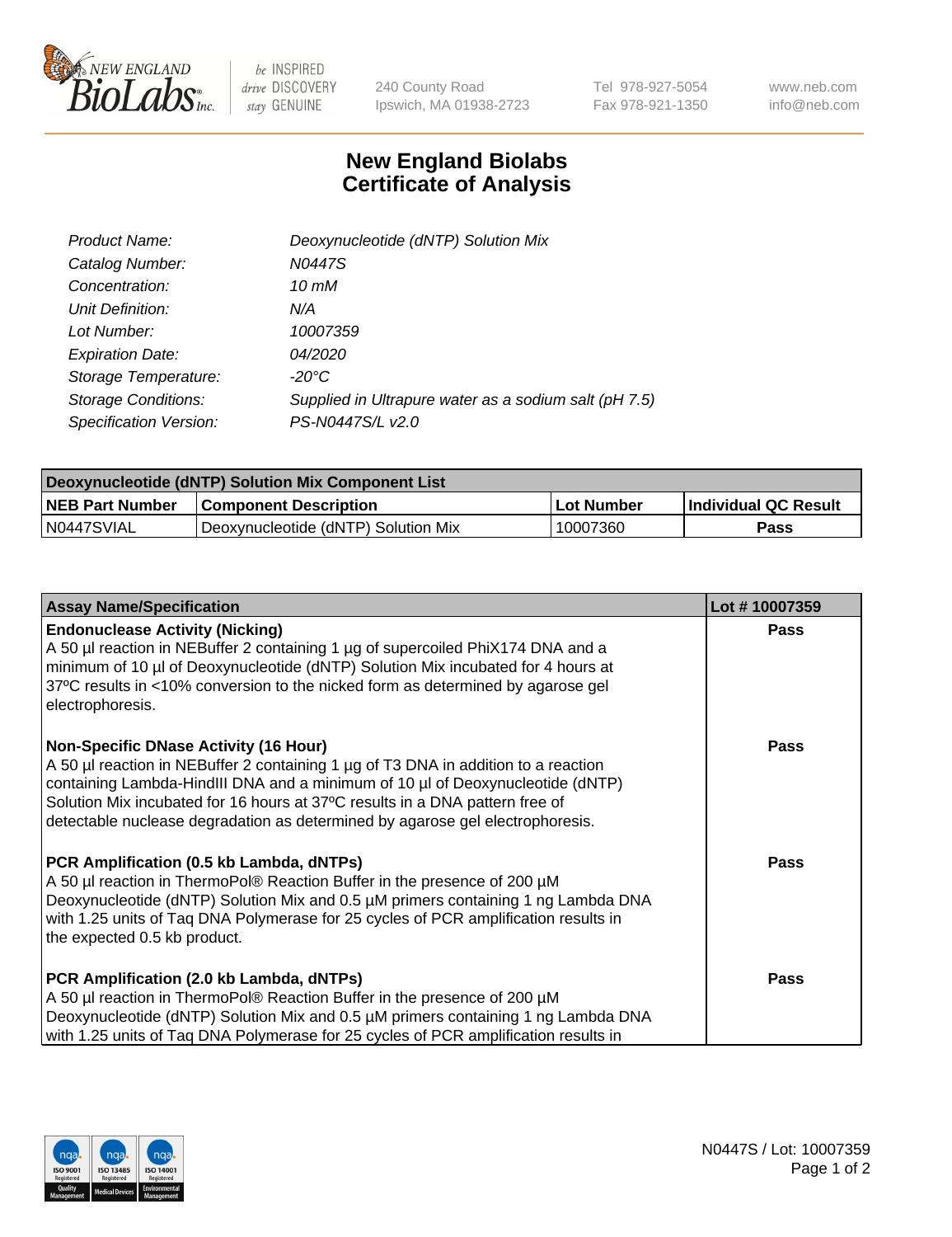New England BioLabs Inc. — be INSPIRED drive DISCOVERY stay GENUINE

240 County Road
Ipswich, MA 01938-2723

Tel 978-927-5054
Fax 978-921-1350

www.neb.com
info@neb.com

# New England Biolabs
# Certificate of Analysis

| | |
|---|---|
| *Product Name:* | *Deoxynucleotide (dNTP) Solution Mix* |
| *Catalog Number:* | *N0447S* |
| *Concentration:* | *10 mM* |
| *Unit Definition:* | *N/A* |
| *Lot Number:* | *10007359* |
| *Expiration Date:* | *04/2020* |
| *Storage Temperature:* | *-20°C* |
| *Storage Conditions:* | *Supplied in Ultrapure water as a sodium salt (pH 7.5)* |
| *Specification Version:* | *PS-N0447S/L v2.0* |

| Deoxynucleotide (dNTP) Solution Mix Component List | | | |
|---|---|---|---|
| **NEB Part Number** | **Component Description** | **Lot Number** | **Individual QC Result** |
| N0447SVIAL | Deoxynucleotide (dNTP) Solution Mix | 10007360 | **Pass** |

| Assay Name/Specification | Lot # 10007359 |
|---|---|
| **Endonuclease Activity (Nicking)** A 50 µl reaction in NEBuffer 2 containing 1 µg of supercoiled PhiX174 DNA and a minimum of 10 µl of Deoxynucleotide (dNTP) Solution Mix incubated for 4 hours at 37ºC results in <10% conversion to the nicked form as determined by agarose gel electrophoresis. | **Pass** |
| **Non-Specific DNase Activity (16 Hour)** A 50 µl reaction in NEBuffer 2 containing 1 µg of T3 DNA in addition to a reaction containing Lambda-HindIII DNA and a minimum of 10 µl of Deoxynucleotide (dNTP) Solution Mix incubated for 16 hours at 37ºC results in a DNA pattern free of detectable nuclease degradation as determined by agarose gel electrophoresis. | **Pass** |
| **PCR Amplification (0.5 kb Lambda, dNTPs)** A 50 µl reaction in ThermoPol® Reaction Buffer in the presence of 200 µM Deoxynucleotide (dNTP) Solution Mix and 0.5 µM primers containing 1 ng Lambda DNA with 1.25 units of Taq DNA Polymerase for 25 cycles of PCR amplification results in the expected 0.5 kb product. | **Pass** |
| **PCR Amplification (2.0 kb Lambda, dNTPs)** A 50 µl reaction in ThermoPol® Reaction Buffer in the presence of 200 µM Deoxynucleotide (dNTP) Solution Mix and 0.5 µM primers containing 1 ng Lambda DNA with 1.25 units of Taq DNA Polymerase for 25 cycles of PCR amplification results in | **Pass** |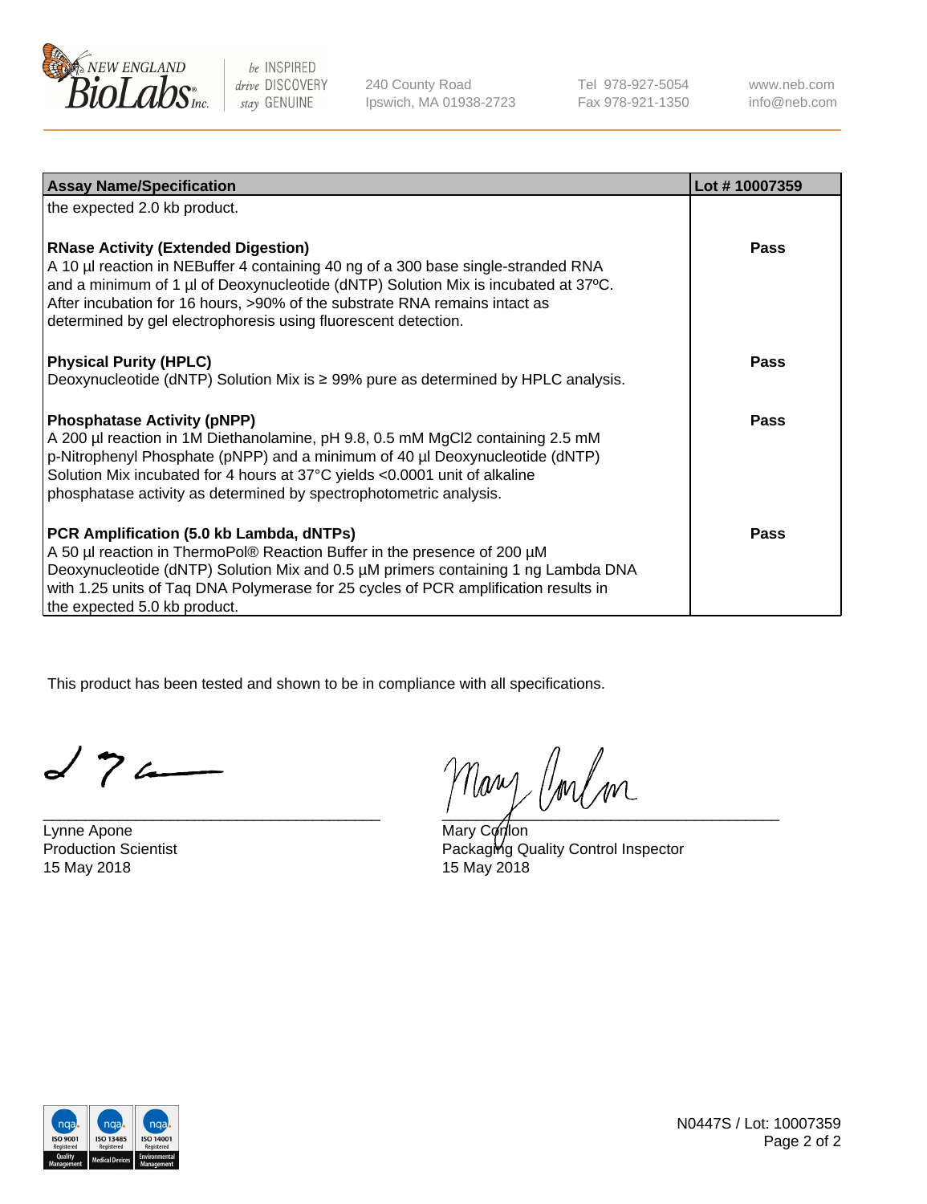| Assay Name/Specification | Lot # 10007359 |
| --- | --- |
| the expected 2.0 kb product. | |
| **RNase Activity (Extended Digestion)**<br>A 10 µl reaction in NEBuffer 4 containing 40 ng of a 300 base single-stranded RNA and a minimum of 1 µl of Deoxynucleotide (dNTP) Solution Mix is incubated at 37ºC. After incubation for 16 hours, >90% of the substrate RNA remains intact as determined by gel electrophoresis using fluorescent detection. | **Pass** |
| **Physical Purity (HPLC)**<br>Deoxynucleotide (dNTP) Solution Mix is ≥ 99% pure as determined by HPLC analysis. | **Pass** |
| **Phosphatase Activity (pNPP)**<br>A 200 µl reaction in 1M Diethanolamine, pH 9.8, 0.5 mM $MgCl_2$ containing 2.5 mM p-Nitrophenyl Phosphate (pNPP) and a minimum of 40 µl Deoxynucleotide (dNTP) Solution Mix incubated for 4 hours at 37°C yields <0.0001 unit of alkaline phosphatase activity as determined by spectrophotometric analysis. | **Pass** |
| **PCR Amplification (5.0 kb Lambda, dNTPs)**<br>A 50 µl reaction in ThermoPol® Reaction Buffer in the presence of 200 µM Deoxynucleotide (dNTP) Solution Mix and 0.5 µM primers containing 1 ng Lambda DNA with 1.25 units of Taq DNA Polymerase for 25 cycles of PCR amplification results in the expected 5.0 kb product. | **Pass** |

This product has been tested and shown to be in compliance with all specifications.

Lynne Apone
Production Scientist
15 May 2018

Mary Conlon
Packaging Quality Control Inspector
15 May 2018

N0447S / Lot: 10007359